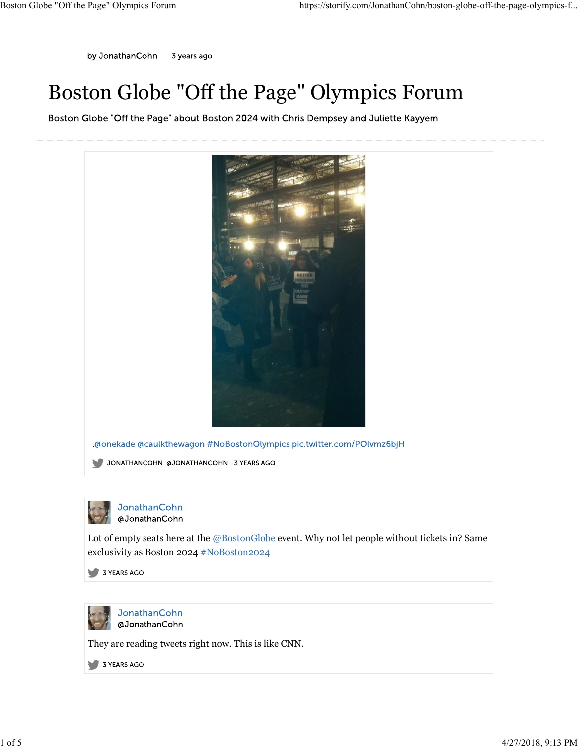by JonathanCohn 3 years ago

# Boston Globe "Off the Page" Olympics Forum

Boston Globe "Off the Page" about Boston 2024 with Chris Dempsey and Juliette Kayyem

.@onekade @caulkthewagon #NoBostonOlympics pic.twitter.com/POlvmz6bjH

JONATHANCOHN @JONATHANCOHN · 3 YEARS AGO

JonathanCohn
@JonathanCohn

Lot of empty seats here at the @BostonGlobe event. Why not let people without tickets in? Same exclusivity as Boston 2024 #NoBoston2024

3 YEARS AGO

JonathanCohn
@JonathanCohn

They are reading tweets right now. This is like CNN.

3 YEARS AGO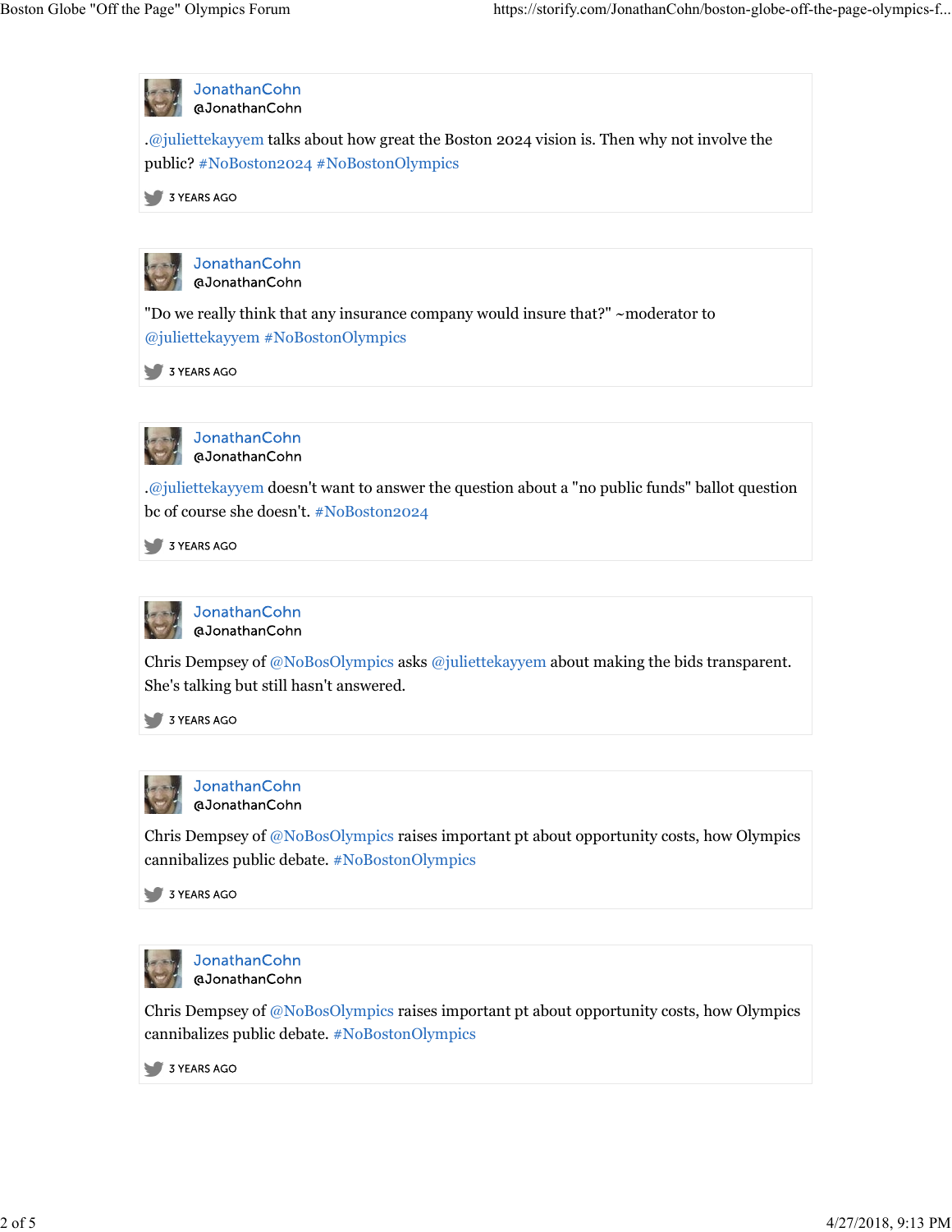**JonathanCohn**
@JonathanCohn

.@juliettekayyem talks about how great the Boston 2024 vision is. Then why not involve the public? #NoBoston2024 #NoBostonOlympics

3 YEARS AGO

---

**JonathanCohn**
@JonathanCohn

"Do we really think that any insurance company would insure that?" ~moderator to @juliettekayyem #NoBostonOlympics

3 YEARS AGO

---

**JonathanCohn**
@JonathanCohn

.@juliettekayyem doesn't want to answer the question about a "no public funds" ballot question bc of course she doesn't. #NoBoston2024

3 YEARS AGO

---

**JonathanCohn**
@JonathanCohn

Chris Dempsey of @NoBosOlympics asks @juliettekayyem about making the bids transparent. She's talking but still hasn't answered.

3 YEARS AGO

---

**JonathanCohn**
@JonathanCohn

Chris Dempsey of @NoBosOlympics raises important pt about opportunity costs, how Olympics cannibalizes public debate. #NoBostonOlympics

3 YEARS AGO

---

**JonathanCohn**
@JonathanCohn

Chris Dempsey of @NoBosOlympics raises important pt about opportunity costs, how Olympics cannibalizes public debate. #NoBostonOlympics

3 YEARS AGO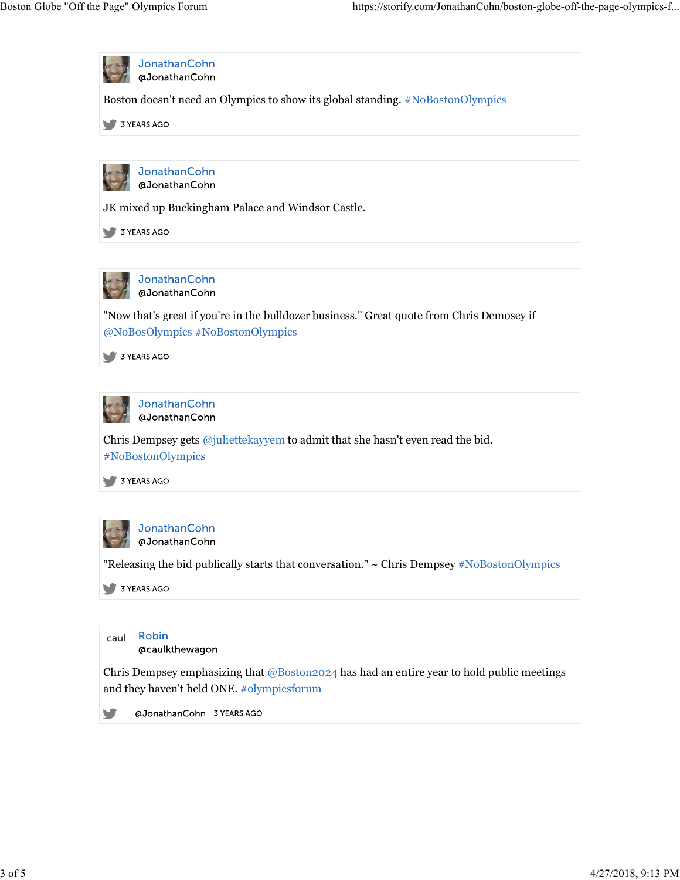**JonathanCohn**
@JonathanCohn

Boston doesn't need an Olympics to show its global standing. #NoBostonOlympics

3 YEARS AGO

---

**JonathanCohn**
@JonathanCohn

JK mixed up Buckingham Palace and Windsor Castle.

3 YEARS AGO

---

**JonathanCohn**
@JonathanCohn

"Now that's great if you're in the bulldozer business." Great quote from Chris Demosey if @NoBosOlympics #NoBostonOlympics

3 YEARS AGO

---

**JonathanCohn**
@JonathanCohn

Chris Dempsey gets @juliettekayyem to admit that she hasn't even read the bid. #NoBostonOlympics

3 YEARS AGO

---

**JonathanCohn**
@JonathanCohn

"Releasing the bid publically starts that conversation." ~ Chris Dempsey #NoBostonOlympics

3 YEARS AGO

---

caul **Robin**
@caulkthewagon

Chris Dempsey emphasizing that @Boston2024 has had an entire year to hold public meetings and they haven't held ONE. #olympicsforum

@JonathanCohn · 3 YEARS AGO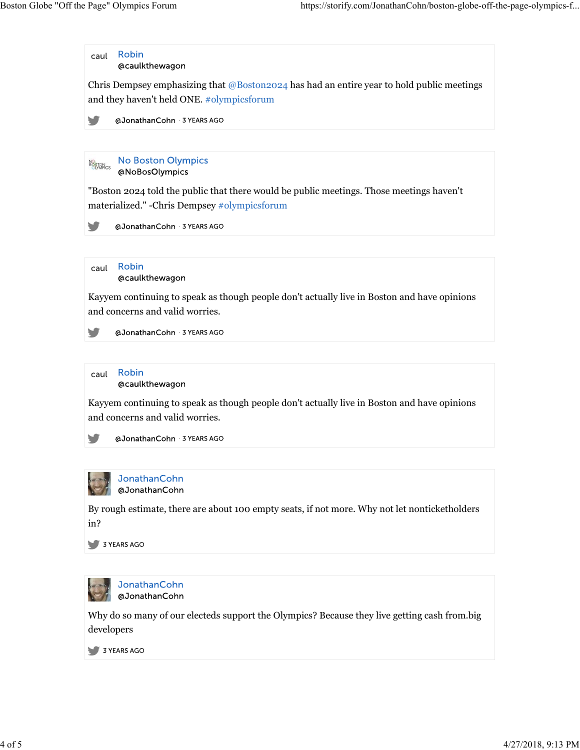caul **Robin**
@caulkthewagon

Chris Dempsey emphasizing that @Boston2024 has had an entire year to hold public meetings and they haven't held ONE. #olympicsforum

@JonathanCohn · 3 YEARS AGO

---

**No Boston Olympics**
@NoBosOlympics

"Boston 2024 told the public that there would be public meetings. Those meetings haven't materialized." -Chris Dempsey #olympicsforum

@JonathanCohn · 3 YEARS AGO

---

caul **Robin**
@caulkthewagon

Kayyem continuing to speak as though people don't actually live in Boston and have opinions and concerns and valid worries.

@JonathanCohn · 3 YEARS AGO

---

caul **Robin**
@caulkthewagon

Kayyem continuing to speak as though people don't actually live in Boston and have opinions and concerns and valid worries.

@JonathanCohn · 3 YEARS AGO

---

**JonathanCohn**
@JonathanCohn

By rough estimate, there are about 100 empty seats, if not more. Why not let nonticketholders in?

3 YEARS AGO

---

**JonathanCohn**
@JonathanCohn

Why do so many of our electeds support the Olympics? Because they live getting cash from.big developers

3 YEARS AGO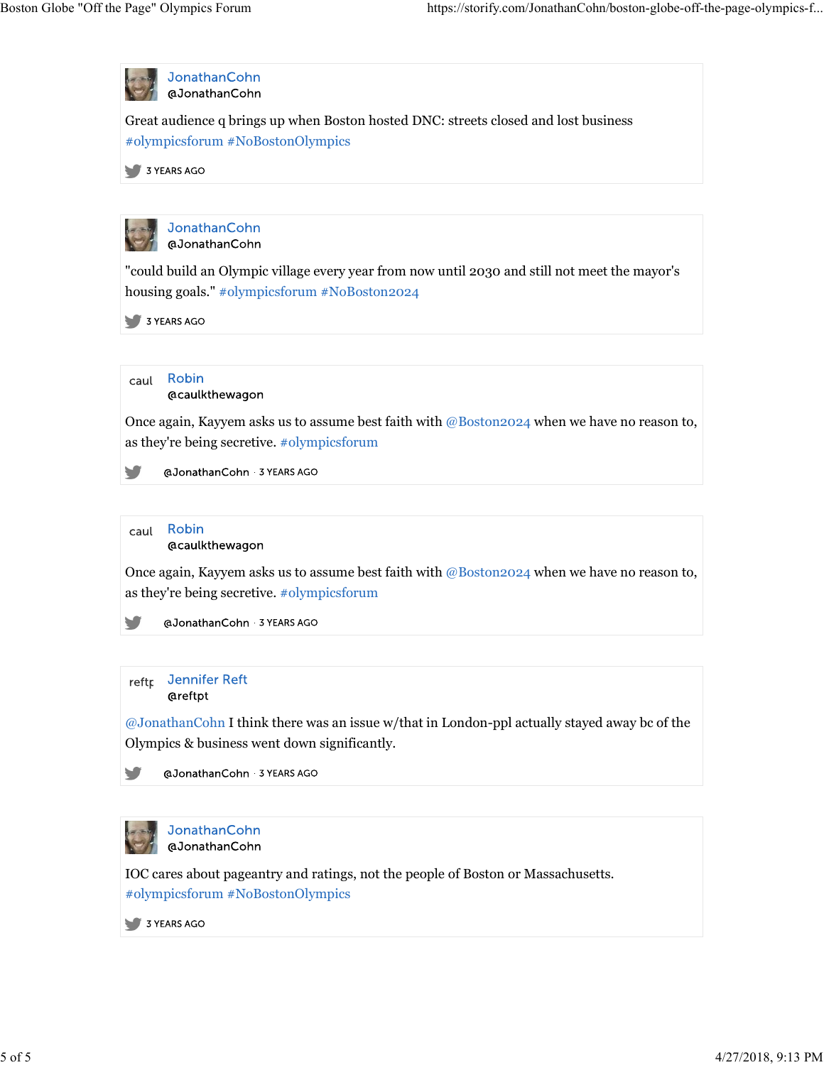JonathanCohn
@JonathanCohn

Great audience q brings up when Boston hosted DNC: streets closed and lost business #olympicsforum #NoBostonOlympics

3 YEARS AGO

---

JonathanCohn
@JonathanCohn

"could build an Olympic village every year from now until 2030 and still not meet the mayor's housing goals." #olympicsforum #NoBoston2024

3 YEARS AGO

---

caul Robin
@caulkthewagon

Once again, Kayyem asks us to assume best faith with @Boston2024 when we have no reason to, as they're being secretive. #olympicsforum

@JonathanCohn · 3 YEARS AGO

---

caul Robin
@caulkthewagon

Once again, Kayyem asks us to assume best faith with @Boston2024 when we have no reason to, as they're being secretive. #olympicsforum

@JonathanCohn · 3 YEARS AGO

---

reftp Jennifer Reft
@reftpt

@JonathanCohn I think there was an issue w/that in London-ppl actually stayed away bc of the Olympics & business went down significantly.

@JonathanCohn · 3 YEARS AGO

---

JonathanCohn
@JonathanCohn

IOC cares about pageantry and ratings, not the people of Boston or Massachusetts. #olympicsforum #NoBostonOlympics

3 YEARS AGO